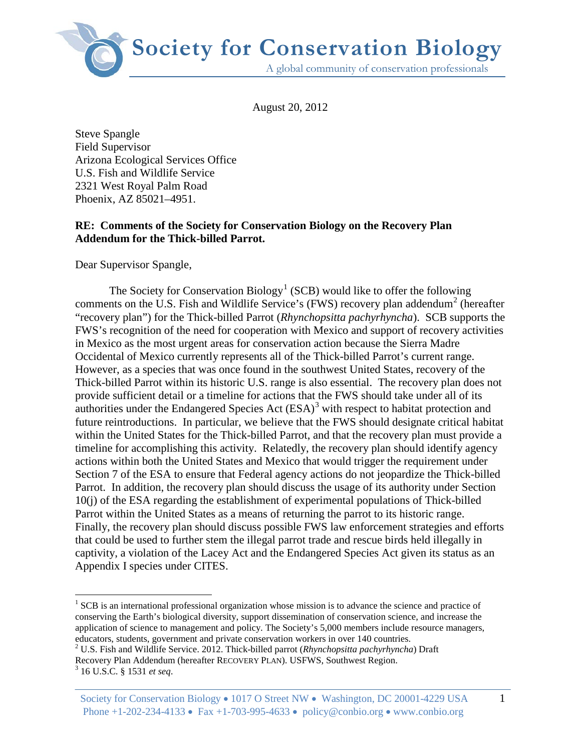# Society for Conservation Biology

A global community of conservation professionals

August 20, 2012

Steve Spangle
Field Supervisor
Arizona Ecological Services Office
U.S. Fish and Wildlife Service
2321 West Royal Palm Road
Phoenix, AZ 85021–4951.

**RE: Comments of the Society for Conservation Biology on the Recovery Plan Addendum for the Thick-billed Parrot.**

Dear Supervisor Spangle,

The Society for Conservation Biology[1] (SCB) would like to offer the following comments on the U.S. Fish and Wildlife Service's (FWS) recovery plan addendum[2] (hereafter "recovery plan") for the Thick-billed Parrot (*Rhynchopsitta pachyrhyncha*). SCB supports the FWS's recognition of the need for cooperation with Mexico and support of recovery activities in Mexico as the most urgent areas for conservation action because the Sierra Madre Occidental of Mexico currently represents all of the Thick-billed Parrot's current range. However, as a species that was once found in the southwest United States, recovery of the Thick-billed Parrot within its historic U.S. range is also essential. The recovery plan does not provide sufficient detail or a timeline for actions that the FWS should take under all of its authorities under the Endangered Species Act (ESA)[3] with respect to habitat protection and future reintroductions. In particular, we believe that the FWS should designate critical habitat within the United States for the Thick-billed Parrot, and that the recovery plan must provide a timeline for accomplishing this activity. Relatedly, the recovery plan should identify agency actions within both the United States and Mexico that would trigger the requirement under Section 7 of the ESA to ensure that Federal agency actions do not jeopardize the Thick-billed Parrot. In addition, the recovery plan should discuss the usage of its authority under Section 10(j) of the ESA regarding the establishment of experimental populations of Thick-billed Parrot within the United States as a means of returning the parrot to its historic range. Finally, the recovery plan should discuss possible FWS law enforcement strategies and efforts that could be used to further stem the illegal parrot trade and rescue birds held illegally in captivity, a violation of the Lacey Act and the Endangered Species Act given its status as an Appendix I species under CITES.

---

[1] SCB is an international professional organization whose mission is to advance the science and practice of conserving the Earth's biological diversity, support dissemination of conservation science, and increase the application of science to management and policy. The Society's 5,000 members include resource managers, educators, students, government and private conservation workers in over 140 countries.

[2] U.S. Fish and Wildlife Service. 2012. Thick-billed parrot (*Rhynchopsitta pachyrhyncha*) Draft Recovery Plan Addendum (hereafter RECOVERY PLAN). USFWS, Southwest Region.

[3] 16 U.S.C. § 1531 *et seq*.

Society for Conservation Biology • 1017 O Street NW • Washington, DC 20001-4229 USA
Phone +1-202-234-4133 • Fax +1-703-995-4633 • policy@conbio.org • www.conbio.org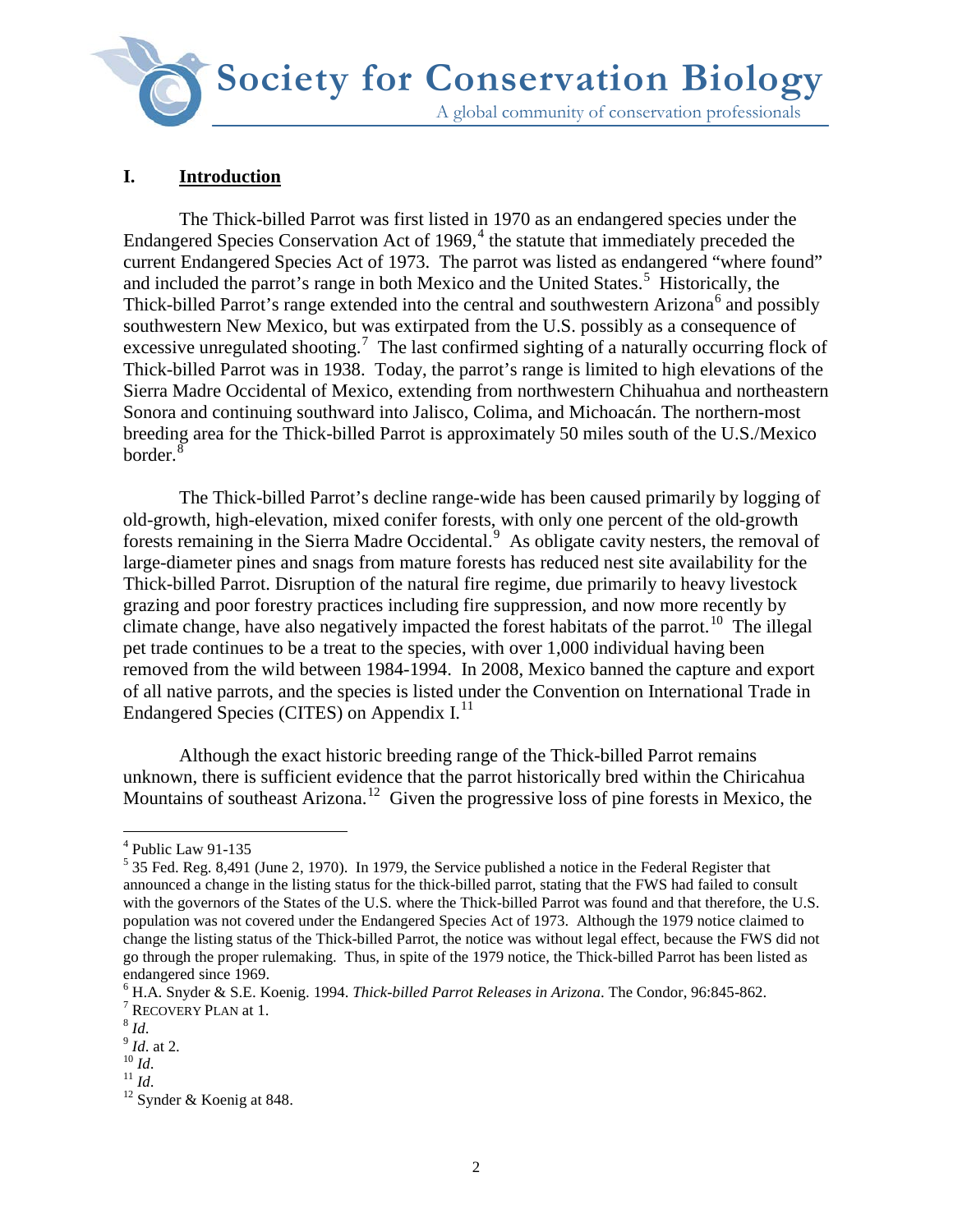## I. Introduction

The Thick-billed Parrot was first listed in 1970 as an endangered species under the Endangered Species Conservation Act of 1969,[4] the statute that immediately preceded the current Endangered Species Act of 1973. The parrot was listed as endangered "where found" and included the parrot's range in both Mexico and the United States.[5] Historically, the Thick-billed Parrot's range extended into the central and southwestern Arizona[6] and possibly southwestern New Mexico, but was extirpated from the U.S. possibly as a consequence of excessive unregulated shooting.[7] The last confirmed sighting of a naturally occurring flock of Thick-billed Parrot was in 1938. Today, the parrot's range is limited to high elevations of the Sierra Madre Occidental of Mexico, extending from northwestern Chihuahua and northeastern Sonora and continuing southward into Jalisco, Colima, and Michoacán. The northern-most breeding area for the Thick-billed Parrot is approximately 50 miles south of the U.S./Mexico border.[8]

The Thick-billed Parrot's decline range-wide has been caused primarily by logging of old-growth, high-elevation, mixed conifer forests, with only one percent of the old-growth forests remaining in the Sierra Madre Occidental.[9] As obligate cavity nesters, the removal of large-diameter pines and snags from mature forests has reduced nest site availability for the Thick-billed Parrot. Disruption of the natural fire regime, due primarily to heavy livestock grazing and poor forestry practices including fire suppression, and now more recently by climate change, have also negatively impacted the forest habitats of the parrot.[10] The illegal pet trade continues to be a treat to the species, with over 1,000 individual having been removed from the wild between 1984-1994. In 2008, Mexico banned the capture and export of all native parrots, and the species is listed under the Convention on International Trade in Endangered Species (CITES) on Appendix I.[11]

Although the exact historic breeding range of the Thick-billed Parrot remains unknown, there is sufficient evidence that the parrot historically bred within the Chiricahua Mountains of southeast Arizona.[12] Given the progressive loss of pine forests in Mexico, the

---

[4] Public Law 91-135

[5] 35 Fed. Reg. 8,491 (June 2, 1970). In 1979, the Service published a notice in the Federal Register that announced a change in the listing status for the thick-billed parrot, stating that the FWS had failed to consult with the governors of the States of the U.S. where the Thick-billed Parrot was found and that therefore, the U.S. population was not covered under the Endangered Species Act of 1973. Although the 1979 notice claimed to change the listing status of the Thick-billed Parrot, the notice was without legal effect, because the FWS did not go through the proper rulemaking. Thus, in spite of the 1979 notice, the Thick-billed Parrot has been listed as endangered since 1969.

[6] H.A. Snyder & S.E. Koenig. 1994. *Thick-billed Parrot Releases in Arizona*. The Condor, 96:845-862.

[7] Recovery Plan at 1.

[8] *Id*.

[9] *Id*. at 2.

[10] *Id*.

[11] *Id*.

[12] Synder & Koenig at 848.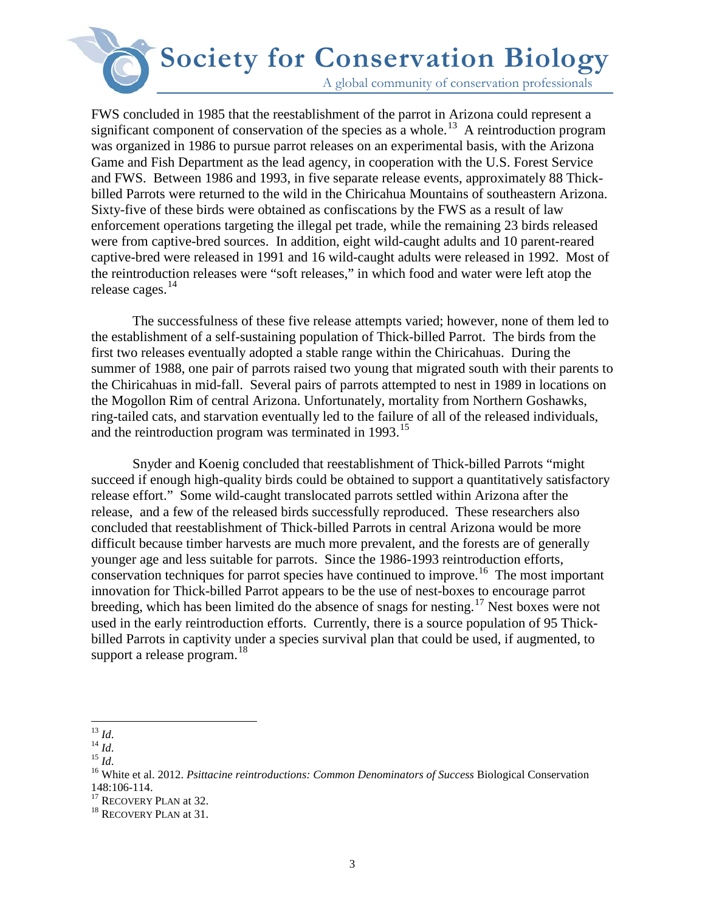FWS concluded in 1985 that the reestablishment of the parrot in Arizona could represent a significant component of conservation of the species as a whole.[13] A reintroduction program was organized in 1986 to pursue parrot releases on an experimental basis, with the Arizona Game and Fish Department as the lead agency, in cooperation with the U.S. Forest Service and FWS. Between 1986 and 1993, in five separate release events, approximately 88 Thick-billed Parrots were returned to the wild in the Chiricahua Mountains of southeastern Arizona. Sixty-five of these birds were obtained as confiscations by the FWS as a result of law enforcement operations targeting the illegal pet trade, while the remaining 23 birds released were from captive-bred sources. In addition, eight wild-caught adults and 10 parent-reared captive-bred were released in 1991 and 16 wild-caught adults were released in 1992. Most of the reintroduction releases were "soft releases," in which food and water were left atop the release cages.[14]

The successfulness of these five release attempts varied; however, none of them led to the establishment of a self-sustaining population of Thick-billed Parrot. The birds from the first two releases eventually adopted a stable range within the Chiricahuas. During the summer of 1988, one pair of parrots raised two young that migrated south with their parents to the Chiricahuas in mid-fall. Several pairs of parrots attempted to nest in 1989 in locations on the Mogollon Rim of central Arizona. Unfortunately, mortality from Northern Goshawks, ring-tailed cats, and starvation eventually led to the failure of all of the released individuals, and the reintroduction program was terminated in 1993.[15]

Snyder and Koenig concluded that reestablishment of Thick-billed Parrots "might succeed if enough high-quality birds could be obtained to support a quantitatively satisfactory release effort." Some wild-caught translocated parrots settled within Arizona after the release, and a few of the released birds successfully reproduced. These researchers also concluded that reestablishment of Thick-billed Parrots in central Arizona would be more difficult because timber harvests are much more prevalent, and the forests are of generally younger age and less suitable for parrots. Since the 1986-1993 reintroduction efforts, conservation techniques for parrot species have continued to improve.[16] The most important innovation for Thick-billed Parrot appears to be the use of nest-boxes to encourage parrot breeding, which has been limited do the absence of snags for nesting.[17] Nest boxes were not used in the early reintroduction efforts. Currently, there is a source population of 95 Thick-billed Parrots in captivity under a species survival plan that could be used, if augmented, to support a release program.[18]

---

[13] *Id*.

[14] *Id*.

[15] *Id*.

[16] White et al. 2012. *Psittacine reintroductions: Common Denominators of Success* Biological Conservation 148:106-114.

[17] RECOVERY PLAN at 32.

[18] RECOVERY PLAN at 31.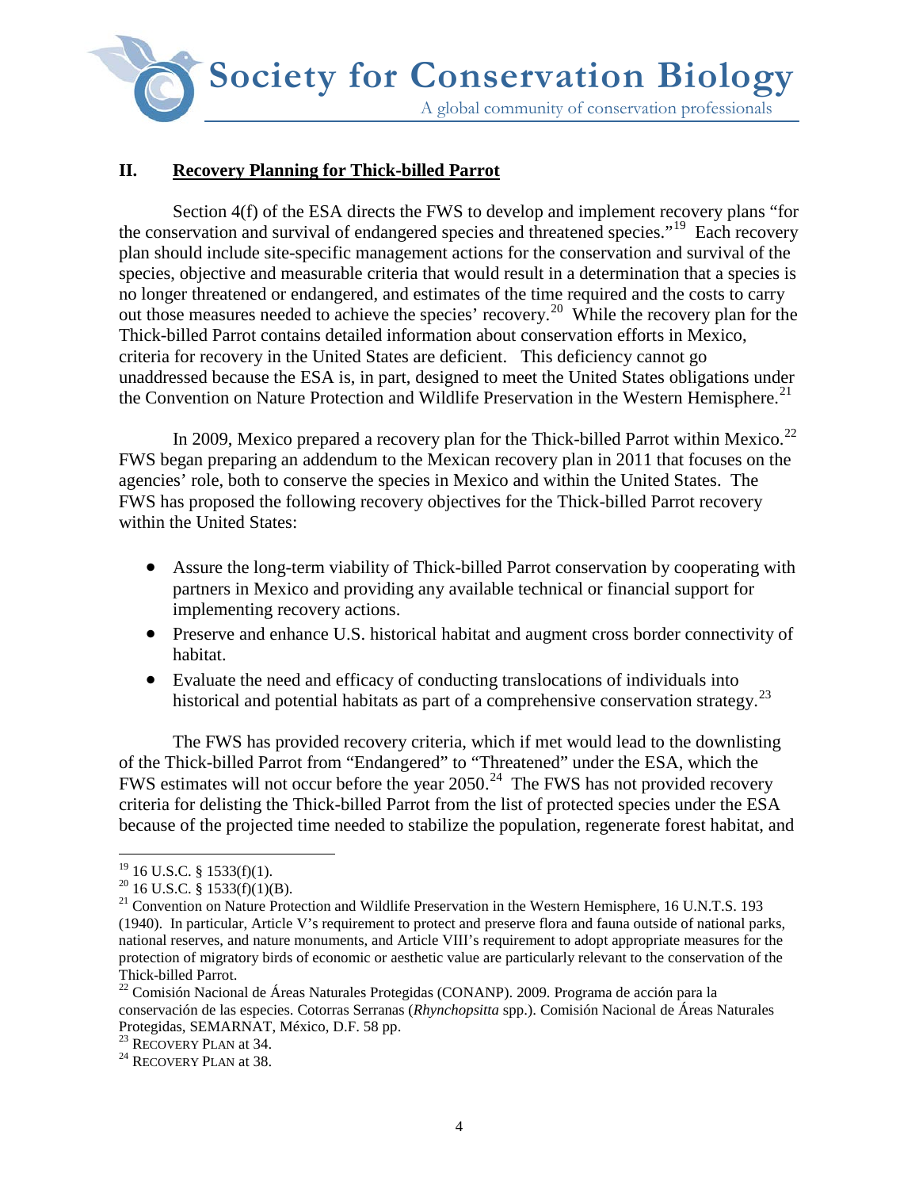## II. Recovery Planning for Thick-billed Parrot

Section 4(f) of the ESA directs the FWS to develop and implement recovery plans "for the conservation and survival of endangered species and threatened species."[19] Each recovery plan should include site-specific management actions for the conservation and survival of the species, objective and measurable criteria that would result in a determination that a species is no longer threatened or endangered, and estimates of the time required and the costs to carry out those measures needed to achieve the species' recovery.[20] While the recovery plan for the Thick-billed Parrot contains detailed information about conservation efforts in Mexico, criteria for recovery in the United States are deficient. This deficiency cannot go unaddressed because the ESA is, in part, designed to meet the United States obligations under the Convention on Nature Protection and Wildlife Preservation in the Western Hemisphere.[21]

In 2009, Mexico prepared a recovery plan for the Thick-billed Parrot within Mexico.[22] FWS began preparing an addendum to the Mexican recovery plan in 2011 that focuses on the agencies' role, both to conserve the species in Mexico and within the United States. The FWS has proposed the following recovery objectives for the Thick-billed Parrot recovery within the United States:

- Assure the long-term viability of Thick-billed Parrot conservation by cooperating with partners in Mexico and providing any available technical or financial support for implementing recovery actions.
- Preserve and enhance U.S. historical habitat and augment cross border connectivity of habitat.
- Evaluate the need and efficacy of conducting translocations of individuals into historical and potential habitats as part of a comprehensive conservation strategy.[23]

The FWS has provided recovery criteria, which if met would lead to the downlisting of the Thick-billed Parrot from "Endangered" to "Threatened" under the ESA, which the FWS estimates will not occur before the year 2050.[24] The FWS has not provided recovery criteria for delisting the Thick-billed Parrot from the list of protected species under the ESA because of the projected time needed to stabilize the population, regenerate forest habitat, and

---

[19] 16 U.S.C. § 1533(f)(1).

[20] 16 U.S.C. § 1533(f)(1)(B).

[21] Convention on Nature Protection and Wildlife Preservation in the Western Hemisphere, 16 U.N.T.S. 193 (1940). In particular, Article V's requirement to protect and preserve flora and fauna outside of national parks, national reserves, and nature monuments, and Article VIII's requirement to adopt appropriate measures for the protection of migratory birds of economic or aesthetic value are particularly relevant to the conservation of the Thick-billed Parrot.

[22] Comisión Nacional de Áreas Naturales Protegidas (CONANP). 2009. Programa de acción para la conservación de las especies. Cotorras Serranas (*Rhynchopsitta* spp.). Comisión Nacional de Áreas Naturales Protegidas, SEMARNAT, México, D.F. 58 pp.

[23] RECOVERY PLAN at 34.

[24] RECOVERY PLAN at 38.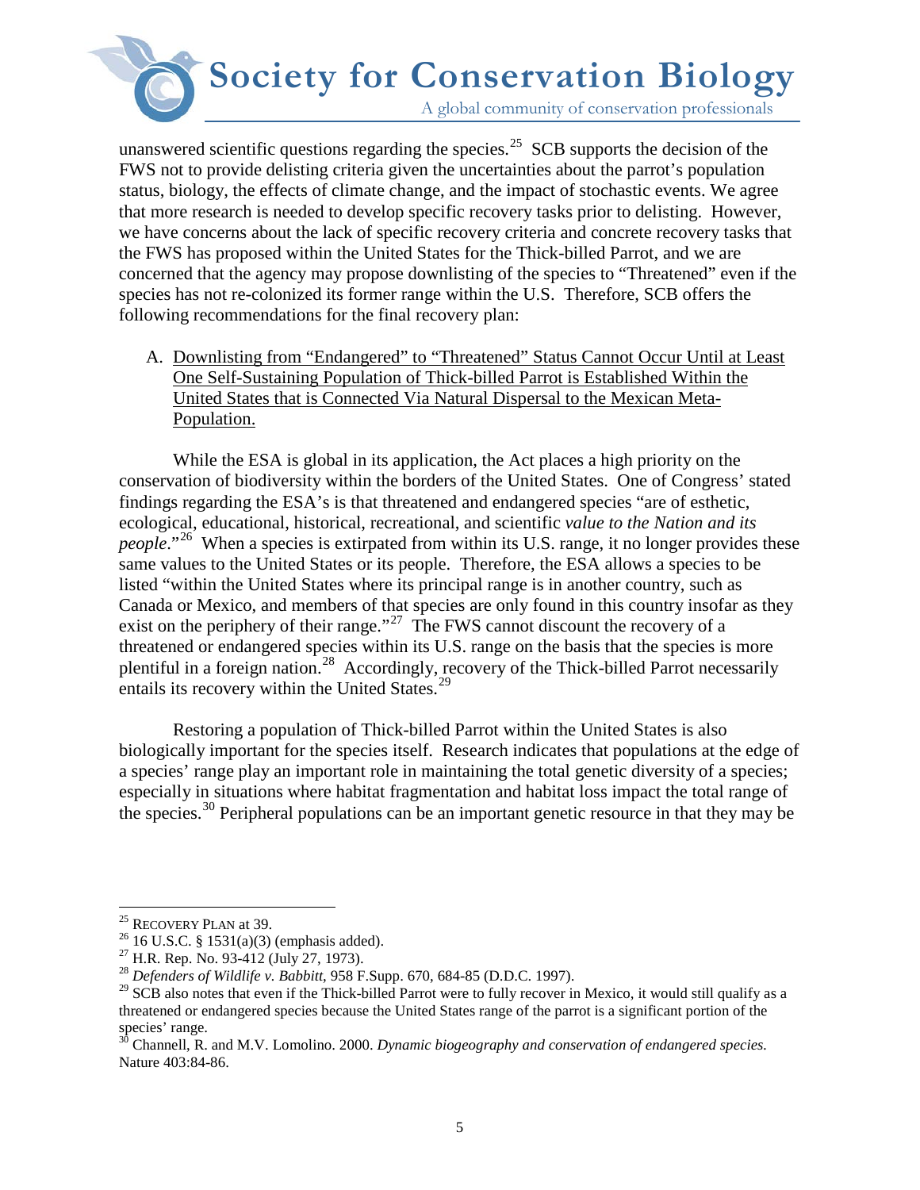unanswered scientific questions regarding the species.[25] SCB supports the decision of the FWS not to provide delisting criteria given the uncertainties about the parrot's population status, biology, the effects of climate change, and the impact of stochastic events. We agree that more research is needed to develop specific recovery tasks prior to delisting. However, we have concerns about the lack of specific recovery criteria and concrete recovery tasks that the FWS has proposed within the United States for the Thick-billed Parrot, and we are concerned that the agency may propose downlisting of the species to "Threatened" even if the species has not re-colonized its former range within the U.S. Therefore, SCB offers the following recommendations for the final recovery plan:

A. <u>Downlisting from "Endangered" to "Threatened" Status Cannot Occur Until at Least One Self-Sustaining Population of Thick-billed Parrot is Established Within the United States that is Connected Via Natural Dispersal to the Mexican Meta-Population.</u>

While the ESA is global in its application, the Act places a high priority on the conservation of biodiversity within the borders of the United States. One of Congress' stated findings regarding the ESA's is that threatened and endangered species "are of esthetic, ecological, educational, historical, recreational, and scientific *value to the Nation and its people*."[26] When a species is extirpated from within its U.S. range, it no longer provides these same values to the United States or its people. Therefore, the ESA allows a species to be listed "within the United States where its principal range is in another country, such as Canada or Mexico, and members of that species are only found in this country insofar as they exist on the periphery of their range."[27] The FWS cannot discount the recovery of a threatened or endangered species within its U.S. range on the basis that the species is more plentiful in a foreign nation.[28] Accordingly, recovery of the Thick-billed Parrot necessarily entails its recovery within the United States.[29]

Restoring a population of Thick-billed Parrot within the United States is also biologically important for the species itself. Research indicates that populations at the edge of a species' range play an important role in maintaining the total genetic diversity of a species; especially in situations where habitat fragmentation and habitat loss impact the total range of the species.[30] Peripheral populations can be an important genetic resource in that they may be

---

[25] RECOVERY PLAN at 39.

[26] 16 U.S.C. § 1531(a)(3) (emphasis added).

[27] H.R. Rep. No. 93-412 (July 27, 1973).

[28] *Defenders of Wildlife v. Babbitt*, 958 F.Supp. 670, 684-85 (D.D.C. 1997).

[29] SCB also notes that even if the Thick-billed Parrot were to fully recover in Mexico, it would still qualify as a threatened or endangered species because the United States range of the parrot is a significant portion of the species' range.

[30] Channell, R. and M.V. Lomolino. 2000. *Dynamic biogeography and conservation of endangered species.* Nature 403:84-86.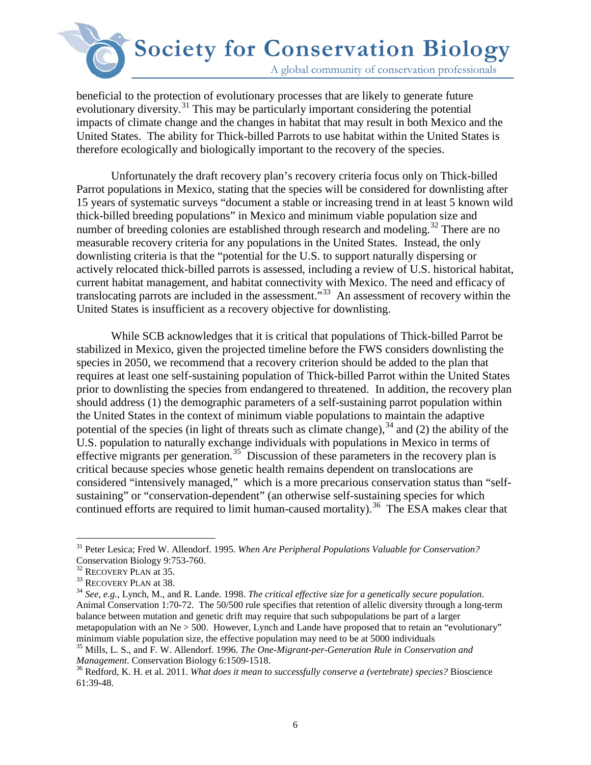beneficial to the protection of evolutionary processes that are likely to generate future evolutionary diversity.[31] This may be particularly important considering the potential impacts of climate change and the changes in habitat that may result in both Mexico and the United States. The ability for Thick-billed Parrots to use habitat within the United States is therefore ecologically and biologically important to the recovery of the species.

Unfortunately the draft recovery plan's recovery criteria focus only on Thick-billed Parrot populations in Mexico, stating that the species will be considered for downlisting after 15 years of systematic surveys "document a stable or increasing trend in at least 5 known wild thick-billed breeding populations" in Mexico and minimum viable population size and number of breeding colonies are established through research and modeling.[32] There are no measurable recovery criteria for any populations in the United States. Instead, the only downlisting criteria is that the "potential for the U.S. to support naturally dispersing or actively relocated thick-billed parrots is assessed, including a review of U.S. historical habitat, current habitat management, and habitat connectivity with Mexico. The need and efficacy of translocating parrots are included in the assessment."[33] An assessment of recovery within the United States is insufficient as a recovery objective for downlisting.

While SCB acknowledges that it is critical that populations of Thick-billed Parrot be stabilized in Mexico, given the projected timeline before the FWS considers downlisting the species in 2050, we recommend that a recovery criterion should be added to the plan that requires at least one self-sustaining population of Thick-billed Parrot within the United States prior to downlisting the species from endangered to threatened. In addition, the recovery plan should address (1) the demographic parameters of a self-sustaining parrot population within the United States in the context of minimum viable populations to maintain the adaptive potential of the species (in light of threats such as climate change),[34] and (2) the ability of the U.S. population to naturally exchange individuals with populations in Mexico in terms of effective migrants per generation.[35] Discussion of these parameters in the recovery plan is critical because species whose genetic health remains dependent on translocations are considered "intensively managed," which is a more precarious conservation status than "self-sustaining" or "conservation-dependent" (an otherwise self-sustaining species for which continued efforts are required to limit human-caused mortality).[36] The ESA makes clear that

---

[31] Peter Lesica; Fred W. Allendorf. 1995. *When Are Peripheral Populations Valuable for Conservation?* Conservation Biology 9:753-760.

[32] RECOVERY PLAN at 35.

[33] RECOVERY PLAN at 38.

[34] *See, e.g.*, Lynch, M., and R. Lande. 1998. *The critical effective size for a genetically secure population*. Animal Conservation 1:70-72. The 50/500 rule specifies that retention of allelic diversity through a long-term balance between mutation and genetic drift may require that such subpopulations be part of a larger metapopulation with an Ne > 500. However, Lynch and Lande have proposed that to retain an "evolutionary" minimum viable population size, the effective population may need to be at 5000 individuals

[35] Mills, L. S., and F. W. Allendorf. 1996. *The One-Migrant-per-Generation Rule in Conservation and Management*. Conservation Biology 6:1509-1518.

[36] Redford, K. H. et al. 2011. *What does it mean to successfully conserve a (vertebrate) species?* Bioscience 61:39-48.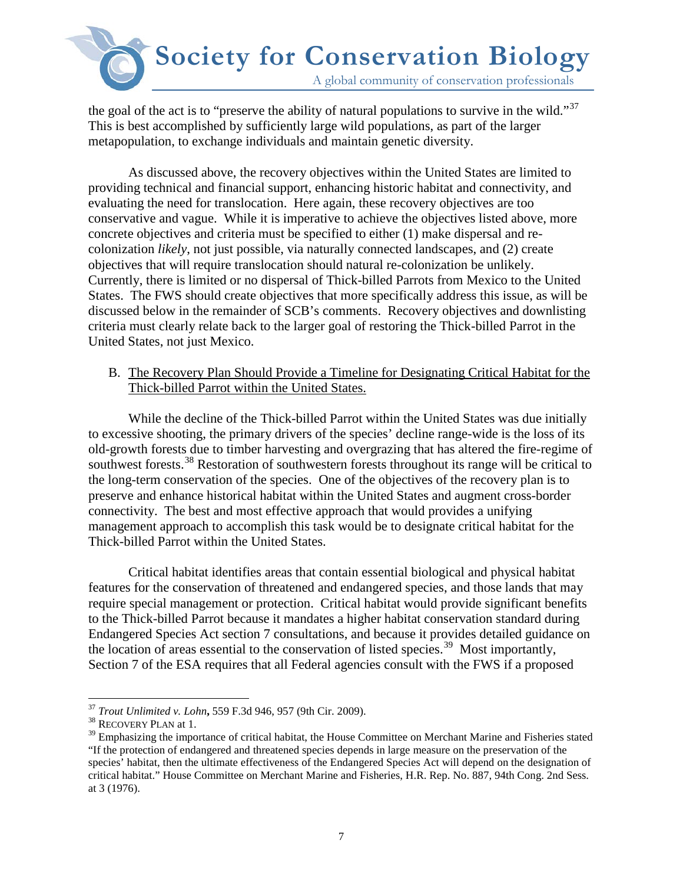the goal of the act is to "preserve the ability of natural populations to survive in the wild."[37] This is best accomplished by sufficiently large wild populations, as part of the larger metapopulation, to exchange individuals and maintain genetic diversity.

As discussed above, the recovery objectives within the United States are limited to providing technical and financial support, enhancing historic habitat and connectivity, and evaluating the need for translocation. Here again, these recovery objectives are too conservative and vague. While it is imperative to achieve the objectives listed above, more concrete objectives and criteria must be specified to either (1) make dispersal and re-colonization *likely*, not just possible, via naturally connected landscapes, and (2) create objectives that will require translocation should natural re-colonization be unlikely. Currently, there is limited or no dispersal of Thick-billed Parrots from Mexico to the United States. The FWS should create objectives that more specifically address this issue, as will be discussed below in the remainder of SCB's comments. Recovery objectives and downlisting criteria must clearly relate back to the larger goal of restoring the Thick-billed Parrot in the United States, not just Mexico.

B. <u>The Recovery Plan Should Provide a Timeline for Designating Critical Habitat for the Thick-billed Parrot within the United States.</u>

While the decline of the Thick-billed Parrot within the United States was due initially to excessive shooting, the primary drivers of the species' decline range-wide is the loss of its old-growth forests due to timber harvesting and overgrazing that has altered the fire-regime of southwest forests.[38] Restoration of southwestern forests throughout its range will be critical to the long-term conservation of the species. One of the objectives of the recovery plan is to preserve and enhance historical habitat within the United States and augment cross-border connectivity. The best and most effective approach that would provides a unifying management approach to accomplish this task would be to designate critical habitat for the Thick-billed Parrot within the United States.

Critical habitat identifies areas that contain essential biological and physical habitat features for the conservation of threatened and endangered species, and those lands that may require special management or protection. Critical habitat would provide significant benefits to the Thick-billed Parrot because it mandates a higher habitat conservation standard during Endangered Species Act section 7 consultations, and because it provides detailed guidance on the location of areas essential to the conservation of listed species.[39] Most importantly, Section 7 of the ESA requires that all Federal agencies consult with the FWS if a proposed

---

[37] *Trout Unlimited v. Lohn*, 559 F.3d 946, 957 (9th Cir. 2009).

[38] RECOVERY PLAN at 1.

[39] Emphasizing the importance of critical habitat, the House Committee on Merchant Marine and Fisheries stated "If the protection of endangered and threatened species depends in large measure on the preservation of the species' habitat, then the ultimate effectiveness of the Endangered Species Act will depend on the designation of critical habitat." House Committee on Merchant Marine and Fisheries, H.R. Rep. No. 887, 94th Cong. 2nd Sess. at 3 (1976).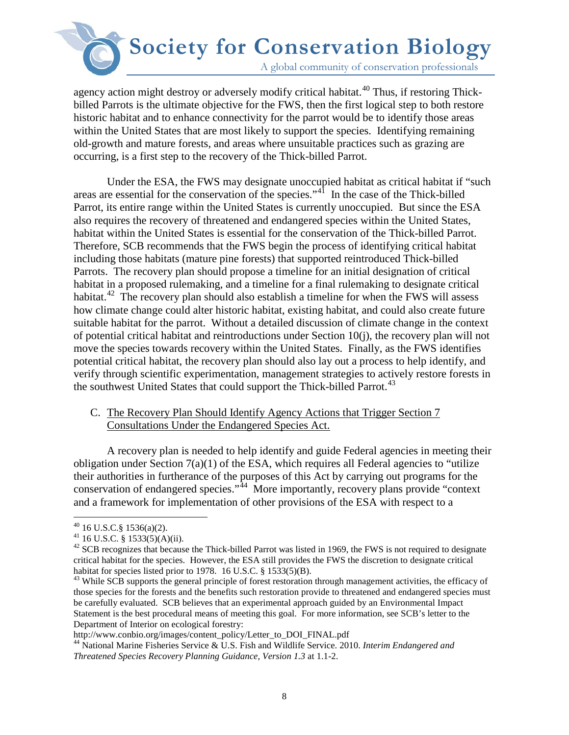agency action might destroy or adversely modify critical habitat.[40] Thus, if restoring Thick-billed Parrots is the ultimate objective for the FWS, then the first logical step to both restore historic habitat and to enhance connectivity for the parrot would be to identify those areas within the United States that are most likely to support the species. Identifying remaining old-growth and mature forests, and areas where unsuitable practices such as grazing are occurring, is a first step to the recovery of the Thick-billed Parrot.

Under the ESA, the FWS may designate unoccupied habitat as critical habitat if "such areas are essential for the conservation of the species."[41] In the case of the Thick-billed Parrot, its entire range within the United States is currently unoccupied. But since the ESA also requires the recovery of threatened and endangered species within the United States, habitat within the United States is essential for the conservation of the Thick-billed Parrot. Therefore, SCB recommends that the FWS begin the process of identifying critical habitat including those habitats (mature pine forests) that supported reintroduced Thick-billed Parrots. The recovery plan should propose a timeline for an initial designation of critical habitat in a proposed rulemaking, and a timeline for a final rulemaking to designate critical habitat.[42] The recovery plan should also establish a timeline for when the FWS will assess how climate change could alter historic habitat, existing habitat, and could also create future suitable habitat for the parrot. Without a detailed discussion of climate change in the context of potential critical habitat and reintroductions under Section 10(j), the recovery plan will not move the species towards recovery within the United States. Finally, as the FWS identifies potential critical habitat, the recovery plan should also lay out a process to help identify, and verify through scientific experimentation, management strategies to actively restore forests in the southwest United States that could support the Thick-billed Parrot.[43]

C. <u>The Recovery Plan Should Identify Agency Actions that Trigger Section 7 Consultations Under the Endangered Species Act.</u>

A recovery plan is needed to help identify and guide Federal agencies in meeting their obligation under Section 7(a)(1) of the ESA, which requires all Federal agencies to "utilize their authorities in furtherance of the purposes of this Act by carrying out programs for the conservation of endangered species."[44] More importantly, recovery plans provide "context and a framework for implementation of other provisions of the ESA with respect to a

---

[40] 16 U.S.C.§ 1536(a)(2).

[41] 16 U.S.C. § 1533(5)(A)(ii).

[42] SCB recognizes that because the Thick-billed Parrot was listed in 1969, the FWS is not required to designate critical habitat for the species. However, the ESA still provides the FWS the discretion to designate critical habitat for species listed prior to 1978. 16 U.S.C. § 1533(5)(B).

[43] While SCB supports the general principle of forest restoration through management activities, the efficacy of those species for the forests and the benefits such restoration provide to threatened and endangered species must be carefully evaluated. SCB believes that an experimental approach guided by an Environmental Impact Statement is the best procedural means of meeting this goal. For more information, see SCB's letter to the Department of Interior on ecological forestry: http://www.conbio.org/images/content_policy/Letter_to_DOI_FINAL.pdf

[44] National Marine Fisheries Service & U.S. Fish and Wildlife Service. 2010. *Interim Endangered and Threatened Species Recovery Planning Guidance, Version 1.3* at 1.1-2.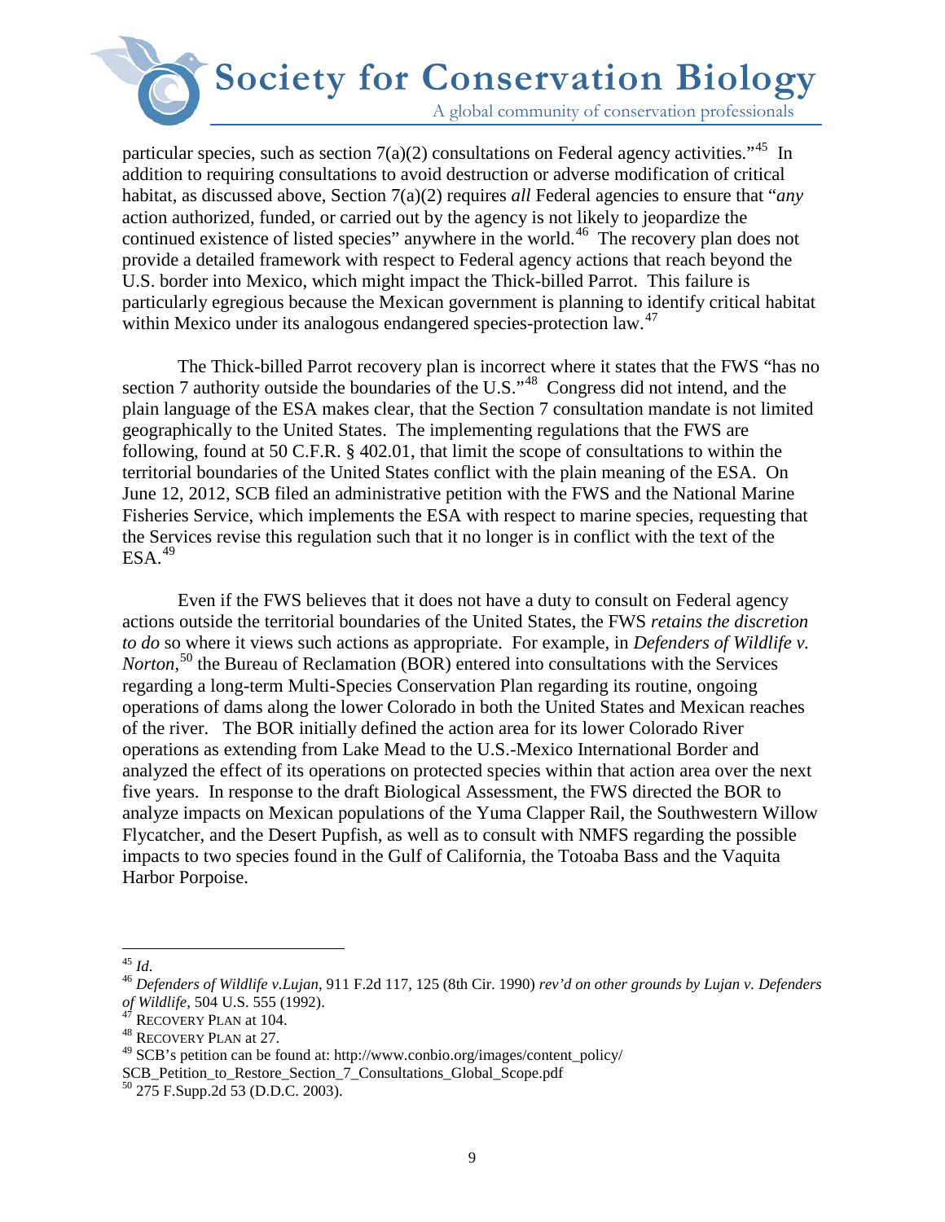particular species, such as section 7(a)(2) consultations on Federal agency activities."[45] In addition to requiring consultations to avoid destruction or adverse modification of critical habitat, as discussed above, Section 7(a)(2) requires *all* Federal agencies to ensure that "*any* action authorized, funded, or carried out by the agency is not likely to jeopardize the continued existence of listed species" anywhere in the world.[46] The recovery plan does not provide a detailed framework with respect to Federal agency actions that reach beyond the U.S. border into Mexico, which might impact the Thick-billed Parrot. This failure is particularly egregious because the Mexican government is planning to identify critical habitat within Mexico under its analogous endangered species-protection law.[47]

The Thick-billed Parrot recovery plan is incorrect where it states that the FWS "has no section 7 authority outside the boundaries of the U.S."[48] Congress did not intend, and the plain language of the ESA makes clear, that the Section 7 consultation mandate is not limited geographically to the United States. The implementing regulations that the FWS are following, found at 50 C.F.R. § 402.01, that limit the scope of consultations to within the territorial boundaries of the United States conflict with the plain meaning of the ESA. On June 12, 2012, SCB filed an administrative petition with the FWS and the National Marine Fisheries Service, which implements the ESA with respect to marine species, requesting that the Services revise this regulation such that it no longer is in conflict with the text of the ESA.[49]

Even if the FWS believes that it does not have a duty to consult on Federal agency actions outside the territorial boundaries of the United States, the FWS *retains the discretion to do* so where it views such actions as appropriate. For example, in *Defenders of Wildlife v. Norton*,[50] the Bureau of Reclamation (BOR) entered into consultations with the Services regarding a long-term Multi-Species Conservation Plan regarding its routine, ongoing operations of dams along the lower Colorado in both the United States and Mexican reaches of the river. The BOR initially defined the action area for its lower Colorado River operations as extending from Lake Mead to the U.S.-Mexico International Border and analyzed the effect of its operations on protected species within that action area over the next five years. In response to the draft Biological Assessment, the FWS directed the BOR to analyze impacts on Mexican populations of the Yuma Clapper Rail, the Southwestern Willow Flycatcher, and the Desert Pupfish, as well as to consult with NMFS regarding the possible impacts to two species found in the Gulf of California, the Totoaba Bass and the Vaquita Harbor Porpoise.

---

[45] *Id*.

[46] *Defenders of Wildlife v.Lujan*, 911 F.2d 117, 125 (8th Cir. 1990) *rev'd on other grounds by Lujan v. Defenders of Wildlife*, 504 U.S. 555 (1992).

[47] RECOVERY PLAN at 104.

[48] RECOVERY PLAN at 27.

[49] SCB's petition can be found at: http://www.conbio.org/images/content_policy/SCB_Petition_to_Restore_Section_7_Consultations_Global_Scope.pdf

[50] 275 F.Supp.2d 53 (D.D.C. 2003).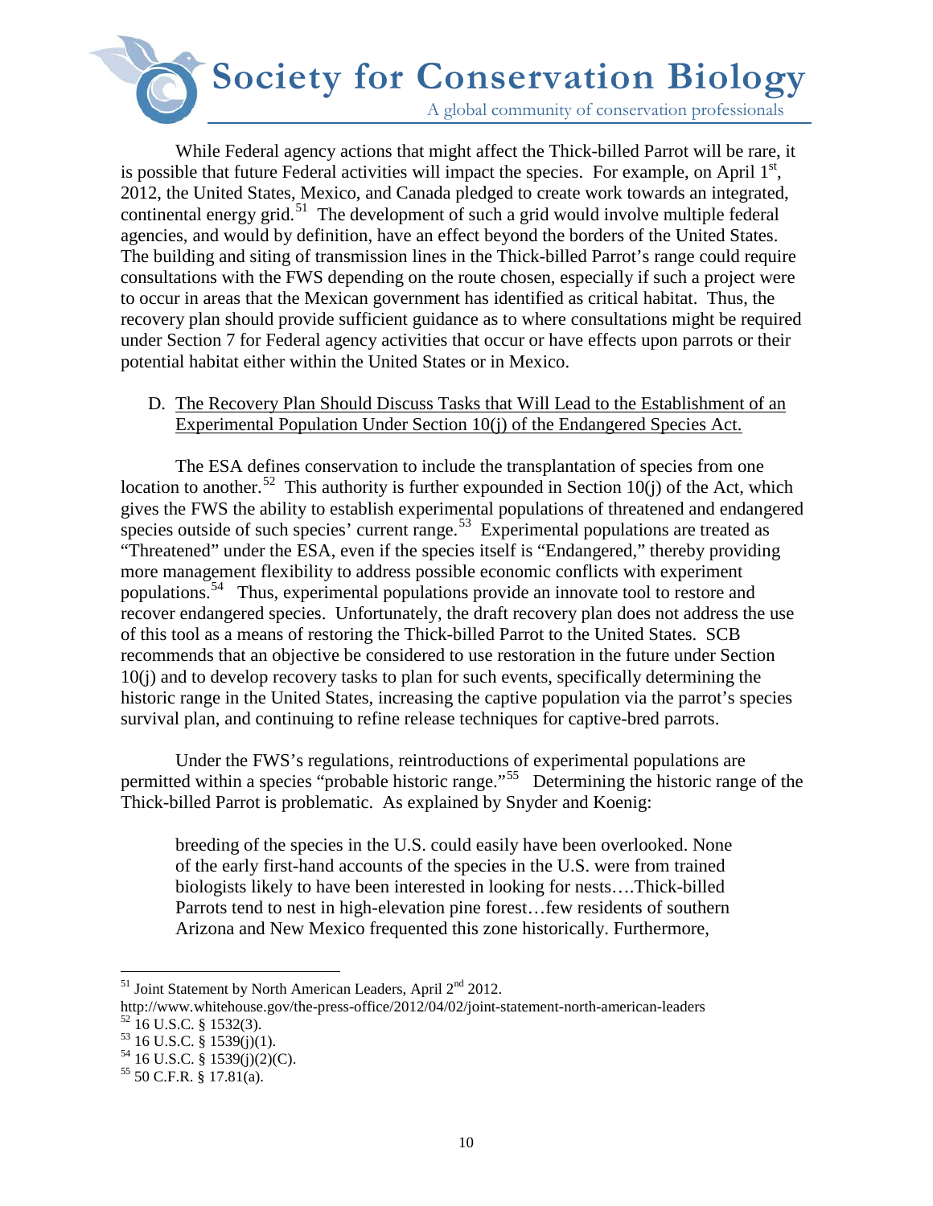While Federal agency actions that might affect the Thick-billed Parrot will be rare, it is possible that future Federal activities will impact the species. For example, on April 1st, 2012, the United States, Mexico, and Canada pledged to create work towards an integrated, continental energy grid.[51] The development of such a grid would involve multiple federal agencies, and would by definition, have an effect beyond the borders of the United States. The building and siting of transmission lines in the Thick-billed Parrot's range could require consultations with the FWS depending on the route chosen, especially if such a project were to occur in areas that the Mexican government has identified as critical habitat. Thus, the recovery plan should provide sufficient guidance as to where consultations might be required under Section 7 for Federal agency activities that occur or have effects upon parrots or their potential habitat either within the United States or in Mexico.

D. <u>The Recovery Plan Should Discuss Tasks that Will Lead to the Establishment of an Experimental Population Under Section 10(j) of the Endangered Species Act.</u>

The ESA defines conservation to include the transplantation of species from one location to another.[52] This authority is further expounded in Section 10(j) of the Act, which gives the FWS the ability to establish experimental populations of threatened and endangered species outside of such species' current range.[53] Experimental populations are treated as "Threatened" under the ESA, even if the species itself is "Endangered," thereby providing more management flexibility to address possible economic conflicts with experiment populations.[54] Thus, experimental populations provide an innovate tool to restore and recover endangered species. Unfortunately, the draft recovery plan does not address the use of this tool as a means of restoring the Thick-billed Parrot to the United States. SCB recommends that an objective be considered to use restoration in the future under Section 10(j) and to develop recovery tasks to plan for such events, specifically determining the historic range in the United States, increasing the captive population via the parrot's species survival plan, and continuing to refine release techniques for captive-bred parrots.

Under the FWS's regulations, reintroductions of experimental populations are permitted within a species "probable historic range."[55] Determining the historic range of the Thick-billed Parrot is problematic. As explained by Snyder and Koenig:

> breeding of the species in the U.S. could easily have been overlooked. None of the early first-hand accounts of the species in the U.S. were from trained biologists likely to have been interested in looking for nests….Thick-billed Parrots tend to nest in high-elevation pine forest…few residents of southern Arizona and New Mexico frequented this zone historically. Furthermore,

---

[51] Joint Statement by North American Leaders, April 2nd 2012. http://www.whitehouse.gov/the-press-office/2012/04/02/joint-statement-north-american-leaders

[52] 16 U.S.C. § 1532(3).

[53] 16 U.S.C. § 1539(j)(1).

[54] 16 U.S.C. § 1539(j)(2)(C).

[55] 50 C.F.R. § 17.81(a).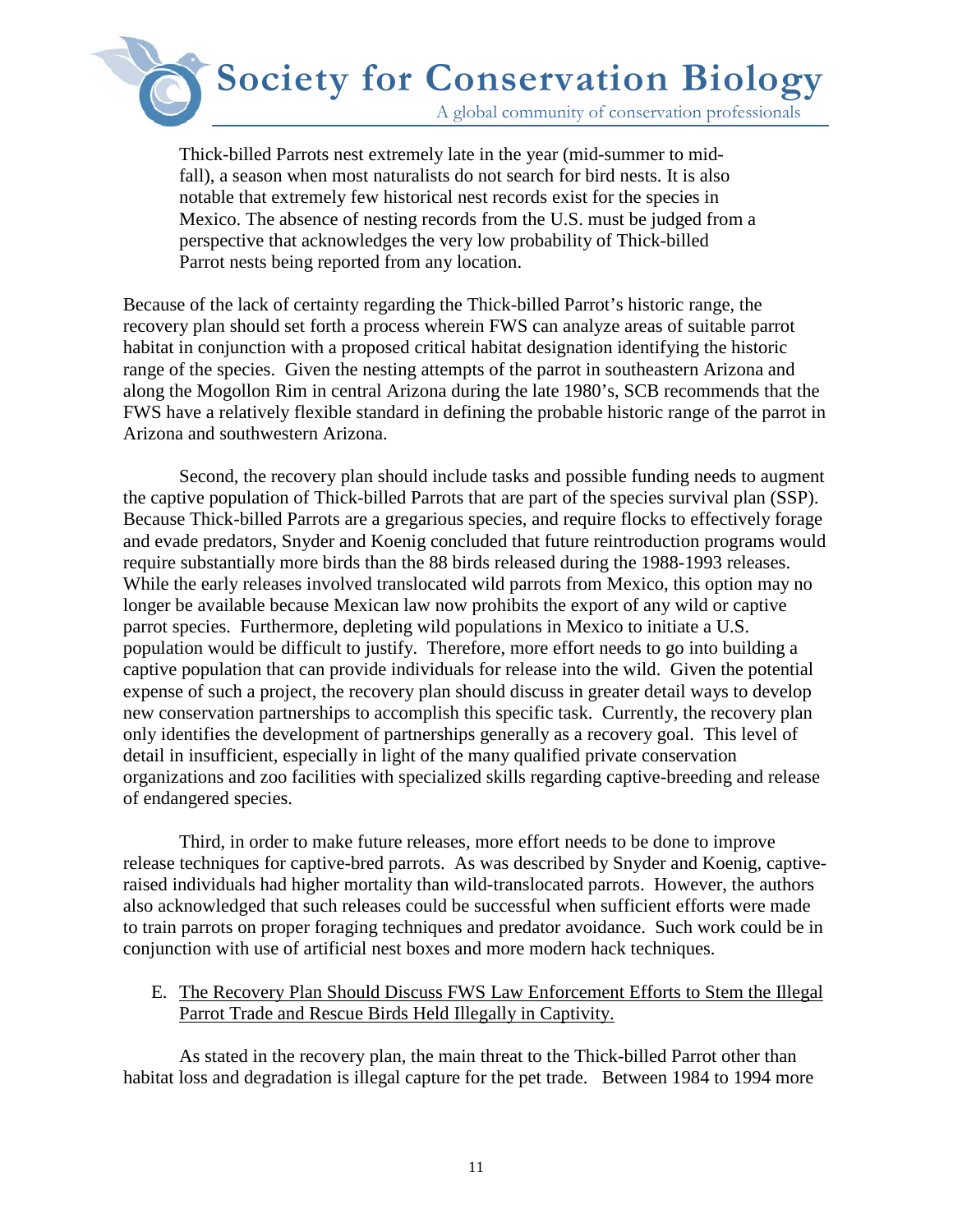Thick-billed Parrots nest extremely late in the year (mid-summer to mid-fall), a season when most naturalists do not search for bird nests. It is also notable that extremely few historical nest records exist for the species in Mexico. The absence of nesting records from the U.S. must be judged from a perspective that acknowledges the very low probability of Thick-billed Parrot nests being reported from any location.

Because of the lack of certainty regarding the Thick-billed Parrot's historic range, the recovery plan should set forth a process wherein FWS can analyze areas of suitable parrot habitat in conjunction with a proposed critical habitat designation identifying the historic range of the species. Given the nesting attempts of the parrot in southeastern Arizona and along the Mogollon Rim in central Arizona during the late 1980's, SCB recommends that the FWS have a relatively flexible standard in defining the probable historic range of the parrot in Arizona and southwestern Arizona.

Second, the recovery plan should include tasks and possible funding needs to augment the captive population of Thick-billed Parrots that are part of the species survival plan (SSP). Because Thick-billed Parrots are a gregarious species, and require flocks to effectively forage and evade predators, Snyder and Koenig concluded that future reintroduction programs would require substantially more birds than the 88 birds released during the 1988-1993 releases. While the early releases involved translocated wild parrots from Mexico, this option may no longer be available because Mexican law now prohibits the export of any wild or captive parrot species. Furthermore, depleting wild populations in Mexico to initiate a U.S. population would be difficult to justify. Therefore, more effort needs to go into building a captive population that can provide individuals for release into the wild. Given the potential expense of such a project, the recovery plan should discuss in greater detail ways to develop new conservation partnerships to accomplish this specific task. Currently, the recovery plan only identifies the development of partnerships generally as a recovery goal. This level of detail in insufficient, especially in light of the many qualified private conservation organizations and zoo facilities with specialized skills regarding captive-breeding and release of endangered species.

Third, in order to make future releases, more effort needs to be done to improve release techniques for captive-bred parrots. As was described by Snyder and Koenig, captive-raised individuals had higher mortality than wild-translocated parrots. However, the authors also acknowledged that such releases could be successful when sufficient efforts were made to train parrots on proper foraging techniques and predator avoidance. Such work could be in conjunction with use of artificial nest boxes and more modern hack techniques.

E. <u>The Recovery Plan Should Discuss FWS Law Enforcement Efforts to Stem the Illegal Parrot Trade and Rescue Birds Held Illegally in Captivity.</u>

As stated in the recovery plan, the main threat to the Thick-billed Parrot other than habitat loss and degradation is illegal capture for the pet trade. Between 1984 to 1994 more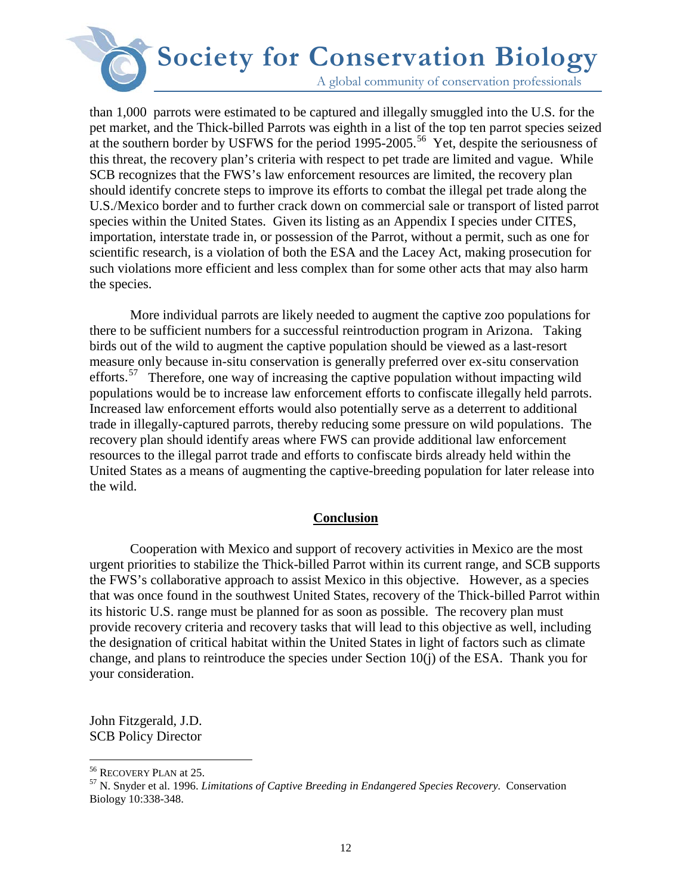than 1,000 parrots were estimated to be captured and illegally smuggled into the U.S. for the pet market, and the Thick-billed Parrots was eighth in a list of the top ten parrot species seized at the southern border by USFWS for the period 1995-2005.[56] Yet, despite the seriousness of this threat, the recovery plan's criteria with respect to pet trade are limited and vague. While SCB recognizes that the FWS's law enforcement resources are limited, the recovery plan should identify concrete steps to improve its efforts to combat the illegal pet trade along the U.S./Mexico border and to further crack down on commercial sale or transport of listed parrot species within the United States. Given its listing as an Appendix I species under CITES, importation, interstate trade in, or possession of the Parrot, without a permit, such as one for scientific research, is a violation of both the ESA and the Lacey Act, making prosecution for such violations more efficient and less complex than for some other acts that may also harm the species.

More individual parrots are likely needed to augment the captive zoo populations for there to be sufficient numbers for a successful reintroduction program in Arizona. Taking birds out of the wild to augment the captive population should be viewed as a last-resort measure only because in-situ conservation is generally preferred over ex-situ conservation efforts.[57] Therefore, one way of increasing the captive population without impacting wild populations would be to increase law enforcement efforts to confiscate illegally held parrots. Increased law enforcement efforts would also potentially serve as a deterrent to additional trade in illegally-captured parrots, thereby reducing some pressure on wild populations. The recovery plan should identify areas where FWS can provide additional law enforcement resources to the illegal parrot trade and efforts to confiscate birds already held within the United States as a means of augmenting the captive-breeding population for later release into the wild.

## Conclusion

Cooperation with Mexico and support of recovery activities in Mexico are the most urgent priorities to stabilize the Thick-billed Parrot within its current range, and SCB supports the FWS's collaborative approach to assist Mexico in this objective. However, as a species that was once found in the southwest United States, recovery of the Thick-billed Parrot within its historic U.S. range must be planned for as soon as possible. The recovery plan must provide recovery criteria and recovery tasks that will lead to this objective as well, including the designation of critical habitat within the United States in light of factors such as climate change, and plans to reintroduce the species under Section 10(j) of the ESA. Thank you for your consideration.

John Fitzgerald, J.D.
SCB Policy Director

---

[56] RECOVERY PLAN at 25.

[57] N. Snyder et al. 1996. *Limitations of Captive Breeding in Endangered Species Recovery.* Conservation Biology 10:338-348.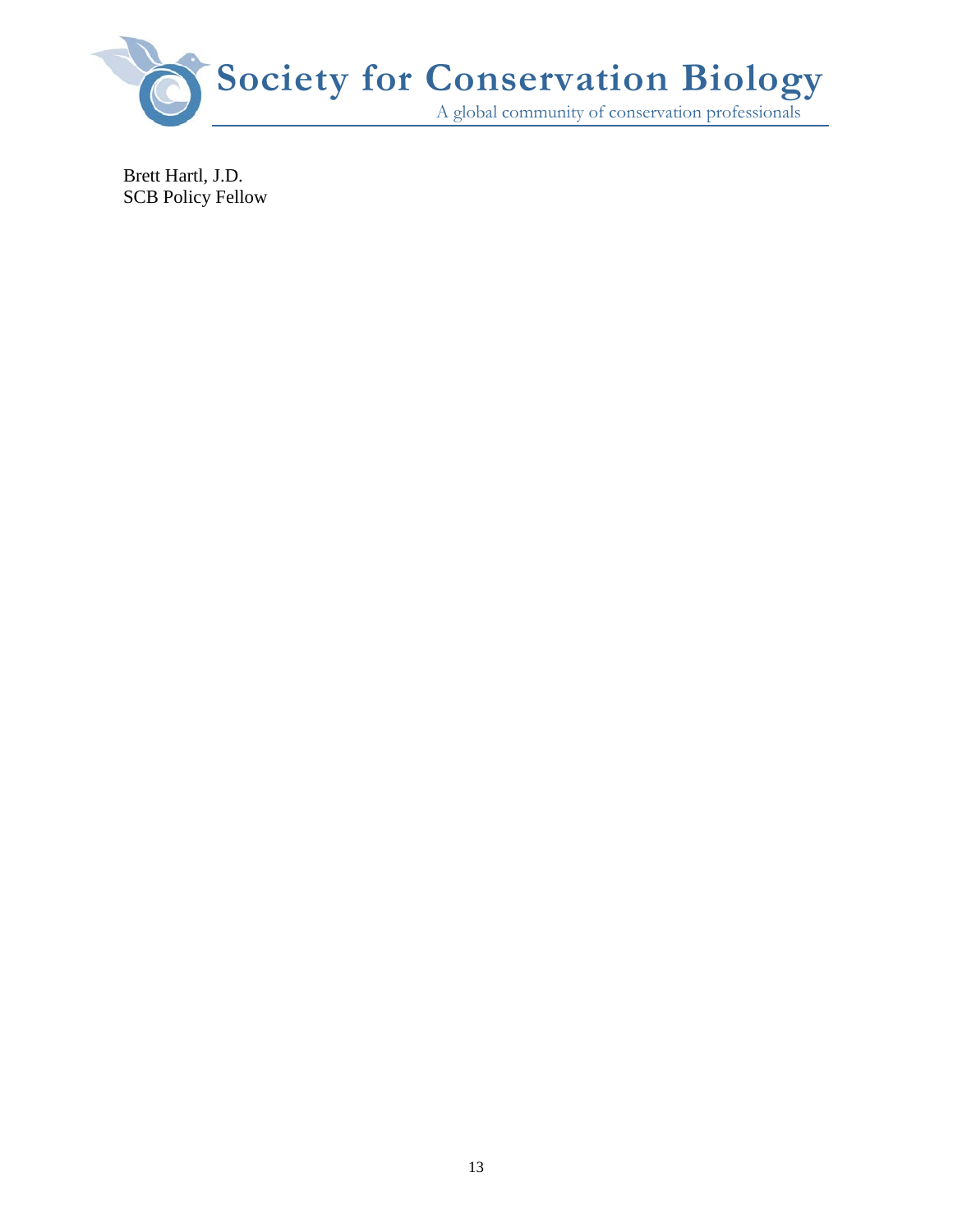# Society for Conservation Biology

A global community of conservation professionals

Brett Hartl, J.D.
SCB Policy Fellow